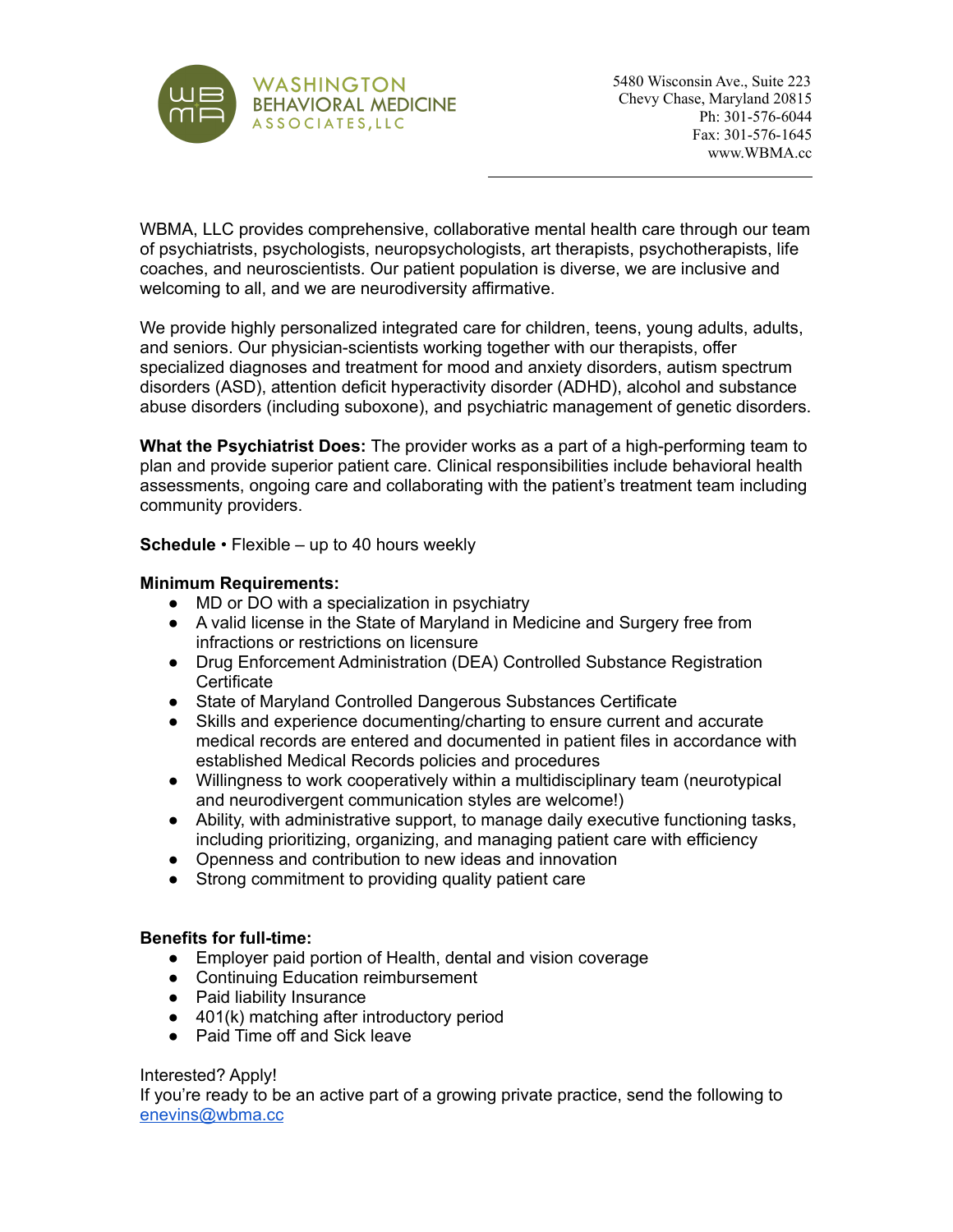WASHINGTON BEHAVIORAL MEDICINE ASSOCIATES, LLC

5480 Wisconsin Ave., Suite 223
Chevy Chase, Maryland 20815
Ph: 301-576-6044
Fax: 301-576-1645
www.WBMA.cc

---

WBMA, LLC provides comprehensive, collaborative mental health care through our team of psychiatrists, psychologists, neuropsychologists, art therapists, psychotherapists, life coaches, and neuroscientists. Our patient population is diverse, we are inclusive and welcoming to all, and we are neurodiversity affirmative.

We provide highly personalized integrated care for children, teens, young adults, adults, and seniors. Our physician-scientists working together with our therapists, offer specialized diagnoses and treatment for mood and anxiety disorders, autism spectrum disorders (ASD), attention deficit hyperactivity disorder (ADHD), alcohol and substance abuse disorders (including suboxone), and psychiatric management of genetic disorders.

**What the Psychiatrist Does:** The provider works as a part of a high-performing team to plan and provide superior patient care. Clinical responsibilities include behavioral health assessments, ongoing care and collaborating with the patient's treatment team including community providers.

**Schedule** • Flexible – up to 40 hours weekly

**Minimum Requirements:**

- MD or DO with a specialization in psychiatry
- A valid license in the State of Maryland in Medicine and Surgery free from infractions or restrictions on licensure
- Drug Enforcement Administration (DEA) Controlled Substance Registration Certificate
- State of Maryland Controlled Dangerous Substances Certificate
- Skills and experience documenting/charting to ensure current and accurate medical records are entered and documented in patient files in accordance with established Medical Records policies and procedures
- Willingness to work cooperatively within a multidisciplinary team (neurotypical and neurodivergent communication styles are welcome!)
- Ability, with administrative support, to manage daily executive functioning tasks, including prioritizing, organizing, and managing patient care with efficiency
- Openness and contribution to new ideas and innovation
- Strong commitment to providing quality patient care

**Benefits for full-time:**

- Employer paid portion of Health, dental and vision coverage
- Continuing Education reimbursement
- Paid liability Insurance
- 401(k) matching after introductory period
- Paid Time off and Sick leave

Interested? Apply!
If you're ready to be an active part of a growing private practice, send the following to enevins@wbma.cc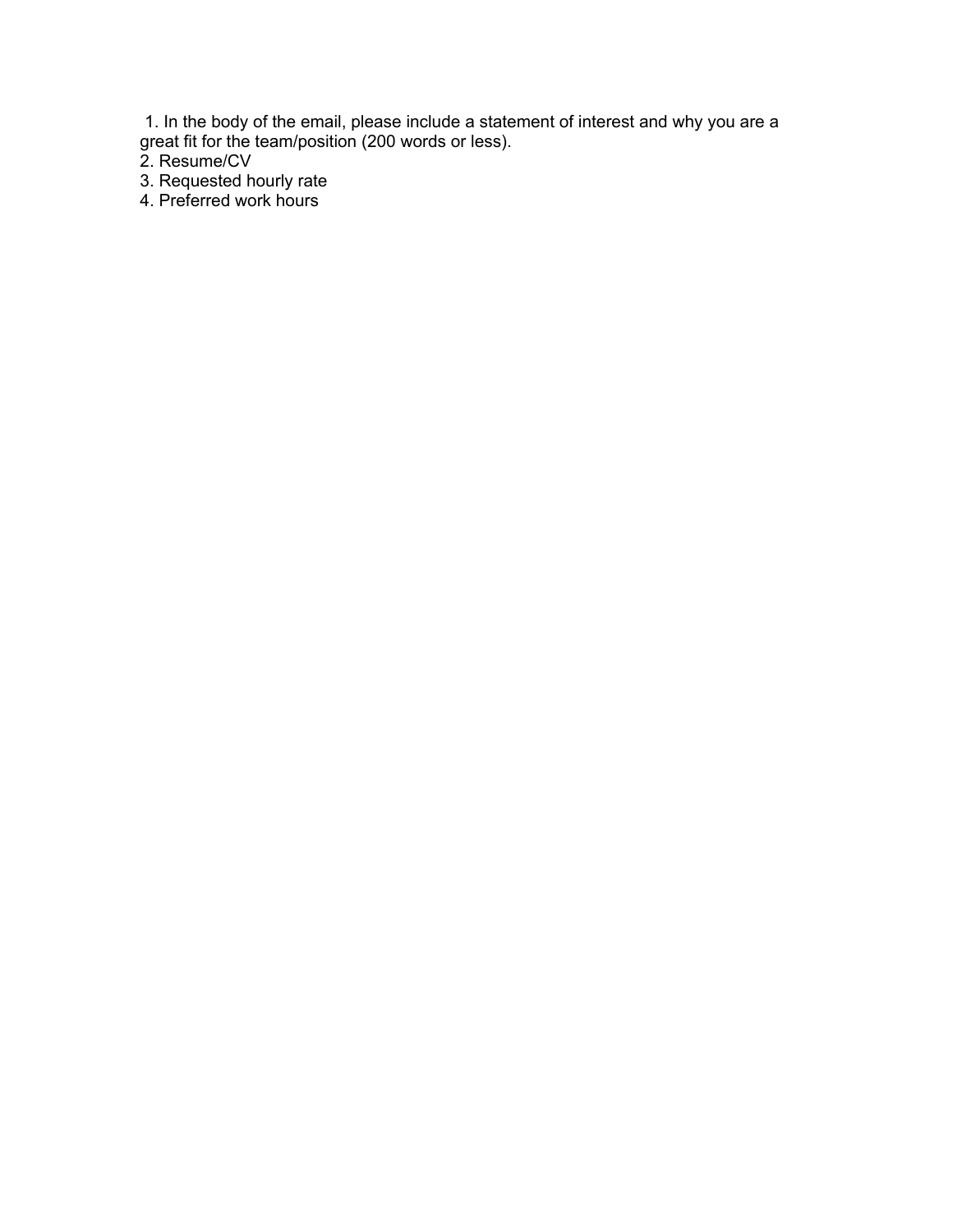1. In the body of the email, please include a statement of interest and why you are a great fit for the team/position (200 words or less).
2. Resume/CV
3. Requested hourly rate
4. Preferred work hours